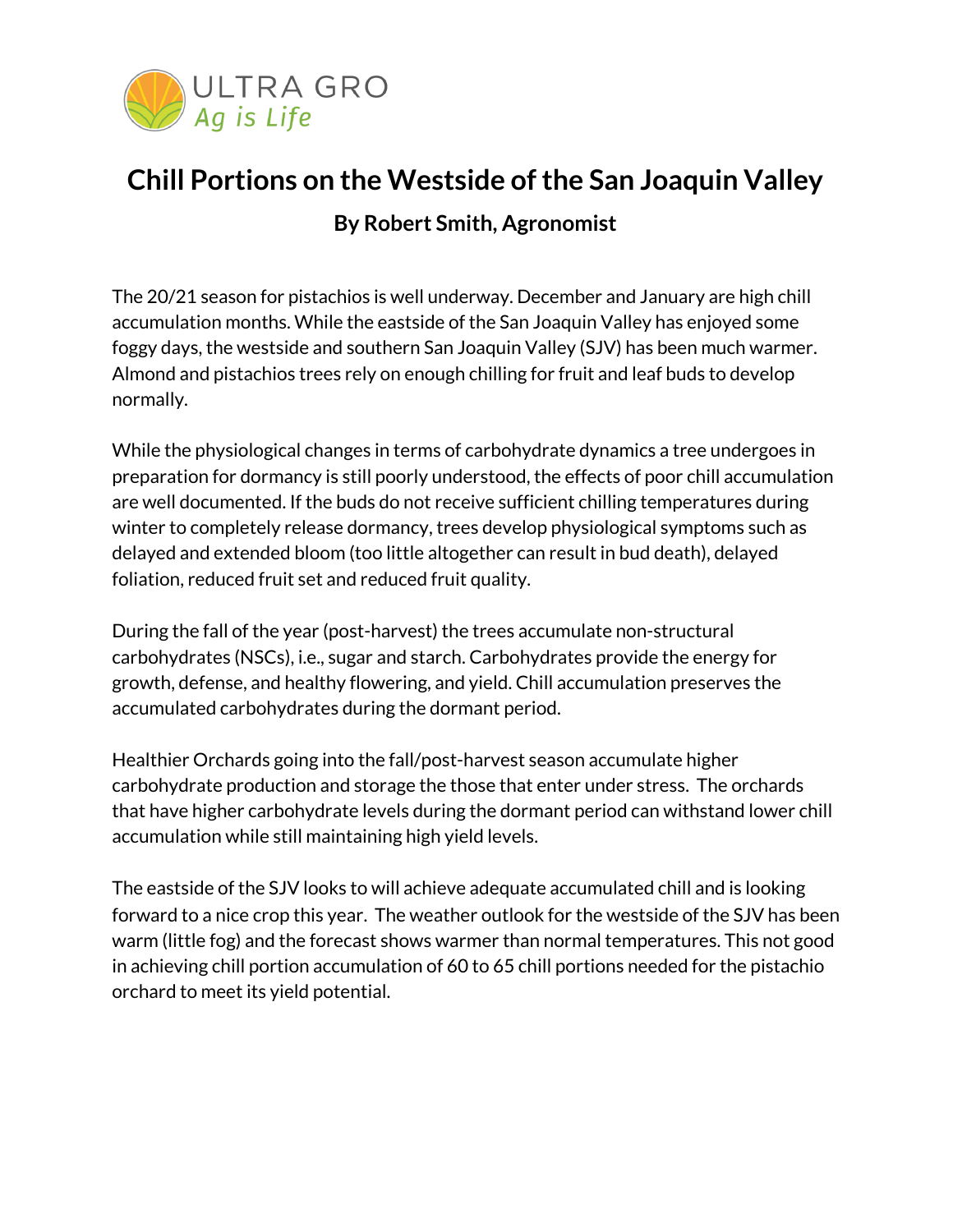ULTRA GRO
*Ag is Life*

# Chill Portions on the Westside of the San Joaquin Valley

### By Robert Smith, Agronomist

The 20/21 season for pistachios is well underway. December and January are high chill accumulation months. While the eastside of the San Joaquin Valley has enjoyed some foggy days, the westside and southern San Joaquin Valley (SJV) has been much warmer. Almond and pistachios trees rely on enough chilling for fruit and leaf buds to develop normally.

While the physiological changes in terms of carbohydrate dynamics a tree undergoes in preparation for dormancy is still poorly understood, the effects of poor chill accumulation are well documented. If the buds do not receive sufficient chilling temperatures during winter to completely release dormancy, trees develop physiological symptoms such as delayed and extended bloom (too little altogether can result in bud death), delayed foliation, reduced fruit set and reduced fruit quality.

During the fall of the year (post-harvest) the trees accumulate non-structural carbohydrates (NSCs), i.e., sugar and starch. Carbohydrates provide the energy for growth, defense, and healthy flowering, and yield. Chill accumulation preserves the accumulated carbohydrates during the dormant period.

Healthier Orchards going into the fall/post-harvest season accumulate higher carbohydrate production and storage the those that enter under stress. The orchards that have higher carbohydrate levels during the dormant period can withstand lower chill accumulation while still maintaining high yield levels.

The eastside of the SJV looks to will achieve adequate accumulated chill and is looking forward to a nice crop this year. The weather outlook for the westside of the SJV has been warm (little fog) and the forecast shows warmer than normal temperatures. This not good in achieving chill portion accumulation of 60 to 65 chill portions needed for the pistachio orchard to meet its yield potential.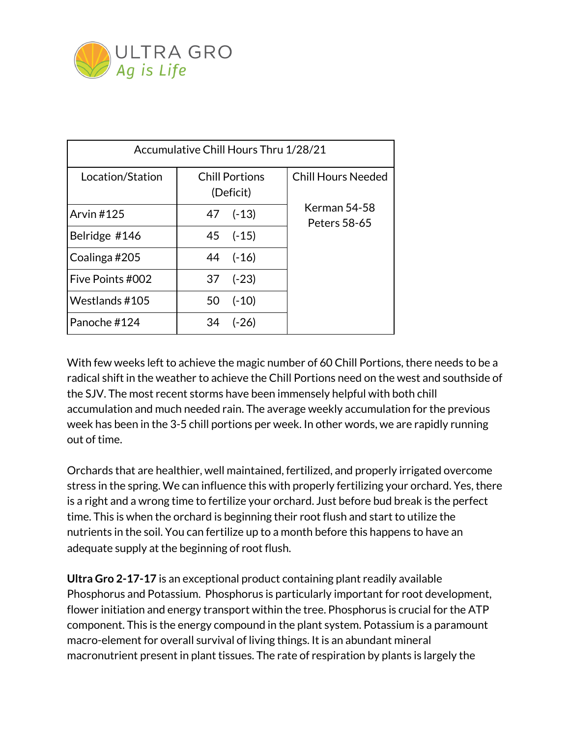ULTRA GRO
*Ag is Life*

| Accumulative Chill Hours Thru 1/28/21 | | |
|---|---|---|
| Location/Station | Chill Portions (Deficit) | Chill Hours Needed |
| Arvin #125 | 47 (-13) | Kerman 54-58 Peters 58-65 |
| Belridge #146 | 45 (-15) | |
| Coalinga #205 | 44 (-16) | |
| Five Points #002 | 37 (-23) | |
| Westlands #105 | 50 (-10) | |
| Panoche #124 | 34 (-26) | |

With few weeks left to achieve the magic number of 60 Chill Portions, there needs to be a radical shift in the weather to achieve the Chill Portions need on the west and southside of the SJV. The most recent storms have been immensely helpful with both chill accumulation and much needed rain. The average weekly accumulation for the previous week has been in the 3-5 chill portions per week. In other words, we are rapidly running out of time.

Orchards that are healthier, well maintained, fertilized, and properly irrigated overcome stress in the spring. We can influence this with properly fertilizing your orchard. Yes, there is a right and a wrong time to fertilize your orchard. Just before bud break is the perfect time. This is when the orchard is beginning their root flush and start to utilize the nutrients in the soil. You can fertilize up to a month before this happens to have an adequate supply at the beginning of root flush.

**Ultra Gro 2-17-17** is an exceptional product containing plant readily available Phosphorus and Potassium. Phosphorus is particularly important for root development, flower initiation and energy transport within the tree. Phosphorus is crucial for the ATP component. This is the energy compound in the plant system. Potassium is a paramount macro-element for overall survival of living things. It is an abundant mineral macronutrient present in plant tissues. The rate of respiration by plants is largely the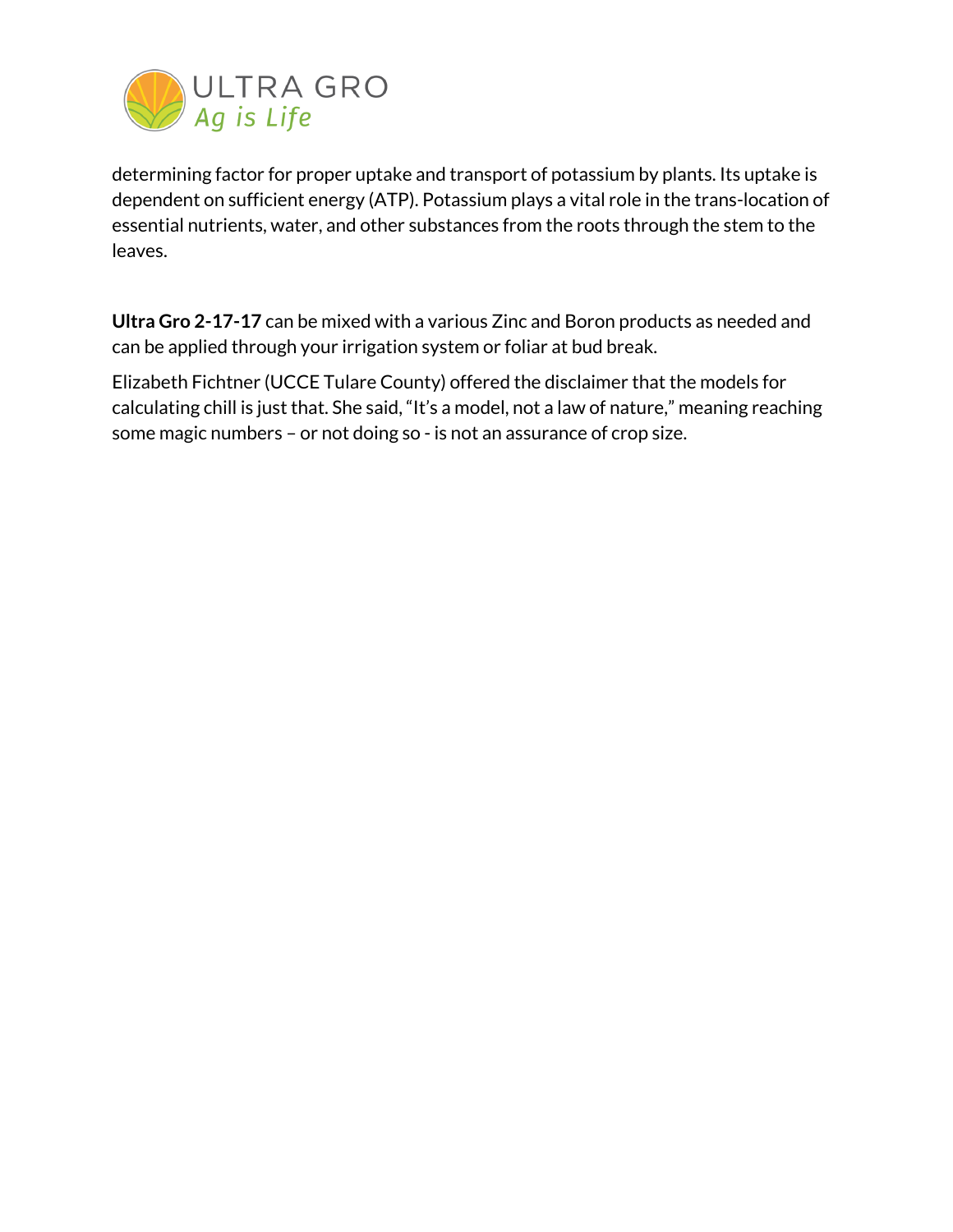determining factor for proper uptake and transport of potassium by plants. Its uptake is dependent on sufficient energy (ATP). Potassium plays a vital role in the trans-location of essential nutrients, water, and other substances from the roots through the stem to the leaves.

**Ultra Gro 2-17-17** can be mixed with a various Zinc and Boron products as needed and can be applied through your irrigation system or foliar at bud break.

Elizabeth Fichtner (UCCE Tulare County) offered the disclaimer that the models for calculating chill is just that. She said, "It's a model, not a law of nature," meaning reaching some magic numbers – or not doing so - is not an assurance of crop size.